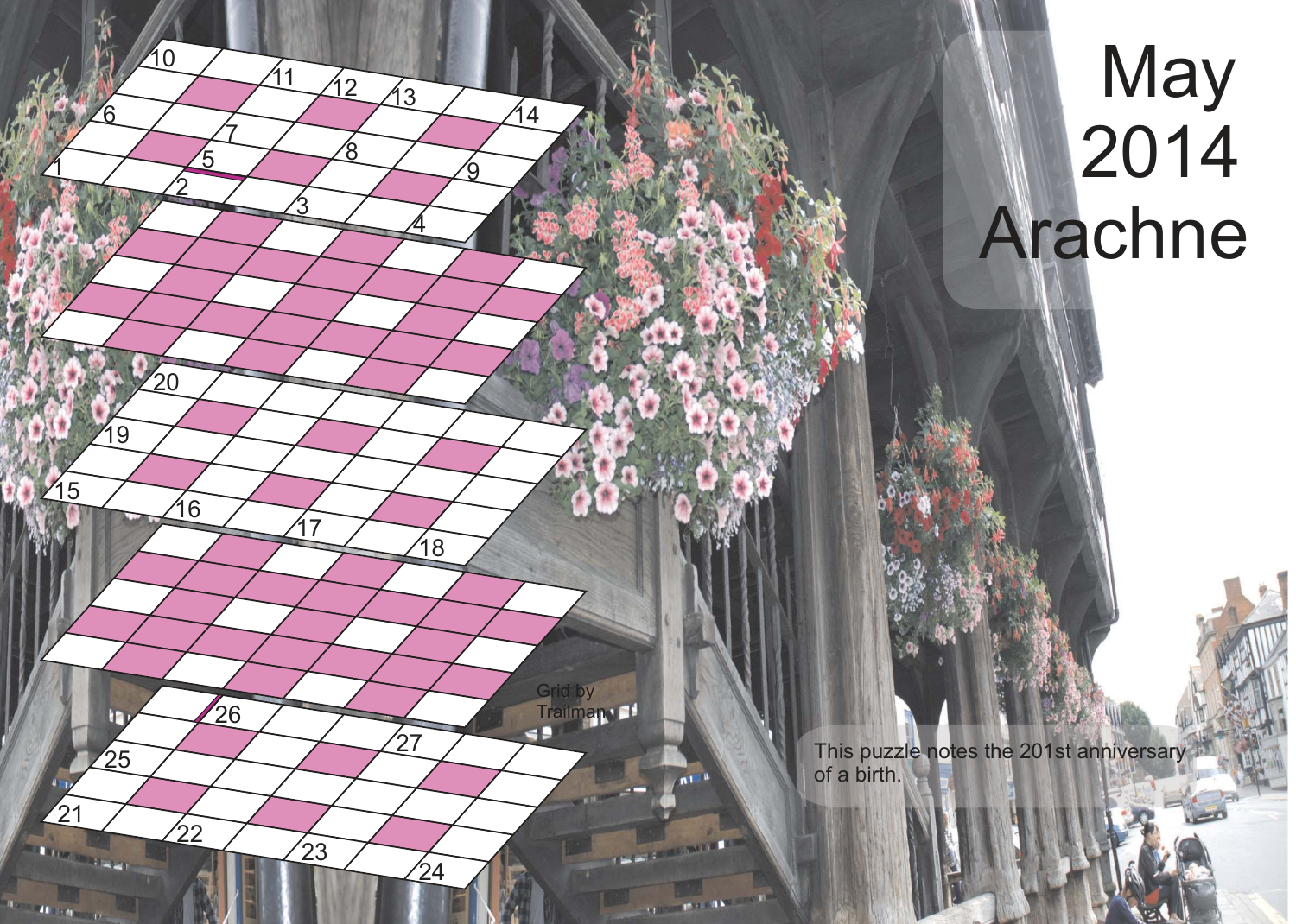# May 2014 Arachne

Grid by Trailman

This puzzle notes the 201st anniversary of a birth.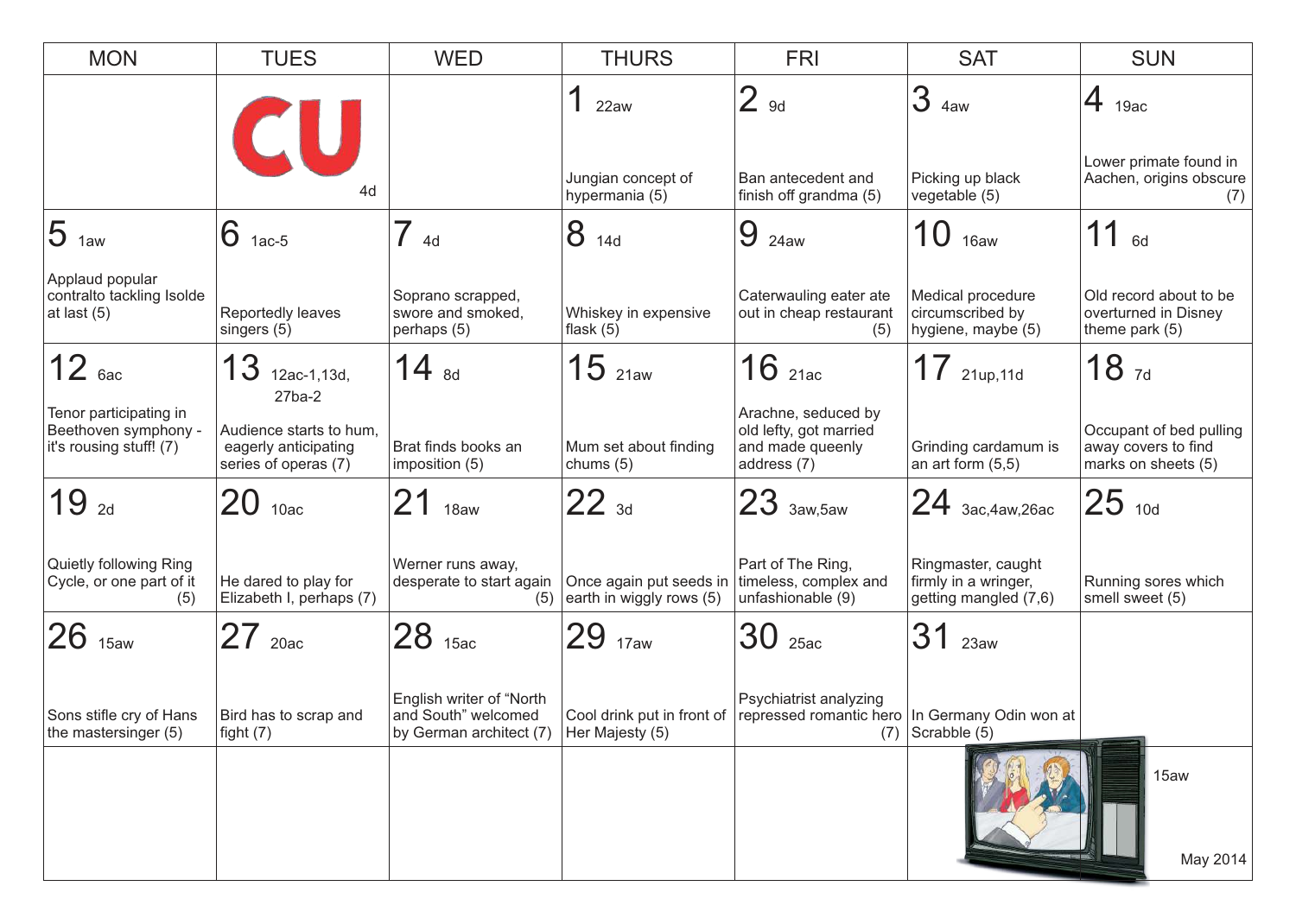| MON | TUES | WED | THURS | FRI | SAT | SUN |
|---|---|---|---|---|---|---|
| | CU 4d | | 1 22aw Jungian concept of hypermania (5) | 2 9d Ban antecedent and finish off grandma (5) | 3 4aw Picking up black vegetable (5) | 4 19ac Lower primate found in Aachen, origins obscure (7) |
| 5 1aw Applaud popular contralto tackling Isolde at last (5) | 6 1ac-5 Reportedly leaves singers (5) | 7 4d Soprano scrapped, swore and smoked, perhaps (5) | 8 14d Whiskey in expensive flask (5) | 9 24aw Caterwauling eater ate out in cheap restaurant (5) | 10 16aw Medical procedure circumscribed by hygiene, maybe (5) | 11 6d Old record about to be overturned in Disney theme park (5) |
| 12 6ac Tenor participating in Beethoven symphony - it's rousing stuff! (7) | 13 12ac-1,13d, 27ba-2 Audience starts to hum, eagerly anticipating series of operas (7) | 14 8d Brat finds books an imposition (5) | 15 21aw Mum set about finding chums (5) | 16 21ac Arachne, seduced by old lefty, got married and made queenly address (7) | 17 21up,11d Grinding cardamum is an art form (5,5) | 18 7d Occupant of bed pulling away covers to find marks on sheets (5) |
| 19 2d Quietly following Ring Cycle, or one part of it (5) | 20 10ac He dared to play for Elizabeth I, perhaps (7) | 21 18aw Werner runs away, desperate to start again (5) | 22 3d Once again put seeds in earth in wiggly rows (5) | 23 3aw,5aw Part of The Ring, timeless, complex and unfashionable (9) | 24 3ac,4aw,26ac Ringmaster, caught firmly in a wringer, getting mangled (7,6) | 25 10d Running sores which smell sweet (5) |
| 26 15aw Sons stifle cry of Hans the mastersinger (5) | 27 20ac Bird has to scrap and fight (7) | 28 15ac English writer of "North and South" welcomed by German architect (7) | 29 17aw Cool drink put in front of Her Majesty (5) | 30 25ac Psychiatrist analyzing repressed romantic hero (7) | 31 23aw In Germany Odin won at Scrabble (5) | |
| | | | | | | 15aw May 2014 |